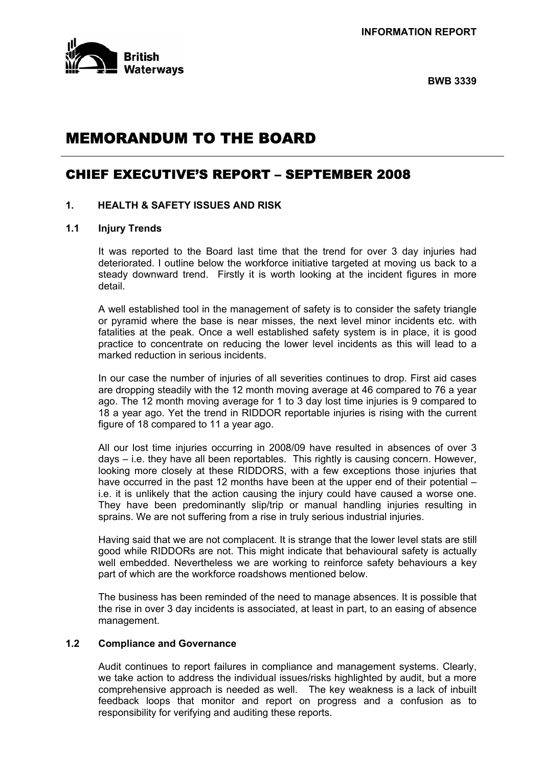INFORMATION REPORT

British Waterways

BWB 3339

# MEMORANDUM TO THE BOARD

## CHIEF EXECUTIVE'S REPORT – SEPTEMBER 2008

### 1. HEALTH & SAFETY ISSUES AND RISK

#### 1.1 Injury Trends

It was reported to the Board last time that the trend for over 3 day injuries had deteriorated. I outline below the workforce initiative targeted at moving us back to a steady downward trend. Firstly it is worth looking at the incident figures in more detail.

A well established tool in the management of safety is to consider the safety triangle or pyramid where the base is near misses, the next level minor incidents etc. with fatalities at the peak. Once a well established safety system is in place, it is good practice to concentrate on reducing the lower level incidents as this will lead to a marked reduction in serious incidents.

In our case the number of injuries of all severities continues to drop. First aid cases are dropping steadily with the 12 month moving average at 46 compared to 76 a year ago. The 12 month moving average for 1 to 3 day lost time injuries is 9 compared to 18 a year ago. Yet the trend in RIDDOR reportable injuries is rising with the current figure of 18 compared to 11 a year ago.

All our lost time injuries occurring in 2008/09 have resulted in absences of over 3 days – i.e. they have all been reportables. This rightly is causing concern. However, looking more closely at these RIDDORS, with a few exceptions those injuries that have occurred in the past 12 months have been at the upper end of their potential – i.e. it is unlikely that the action causing the injury could have caused a worse one. They have been predominantly slip/trip or manual handling injuries resulting in sprains. We are not suffering from a rise in truly serious industrial injuries.

Having said that we are not complacent. It is strange that the lower level stats are still good while RIDDORs are not. This might indicate that behavioural safety is actually well embedded. Nevertheless we are working to reinforce safety behaviours a key part of which are the workforce roadshows mentioned below.

The business has been reminded of the need to manage absences. It is possible that the rise in over 3 day incidents is associated, at least in part, to an easing of absence management.

#### 1.2 Compliance and Governance

Audit continues to report failures in compliance and management systems. Clearly, we take action to address the individual issues/risks highlighted by audit, but a more comprehensive approach is needed as well. The key weakness is a lack of inbuilt feedback loops that monitor and report on progress and a confusion as to responsibility for verifying and auditing these reports.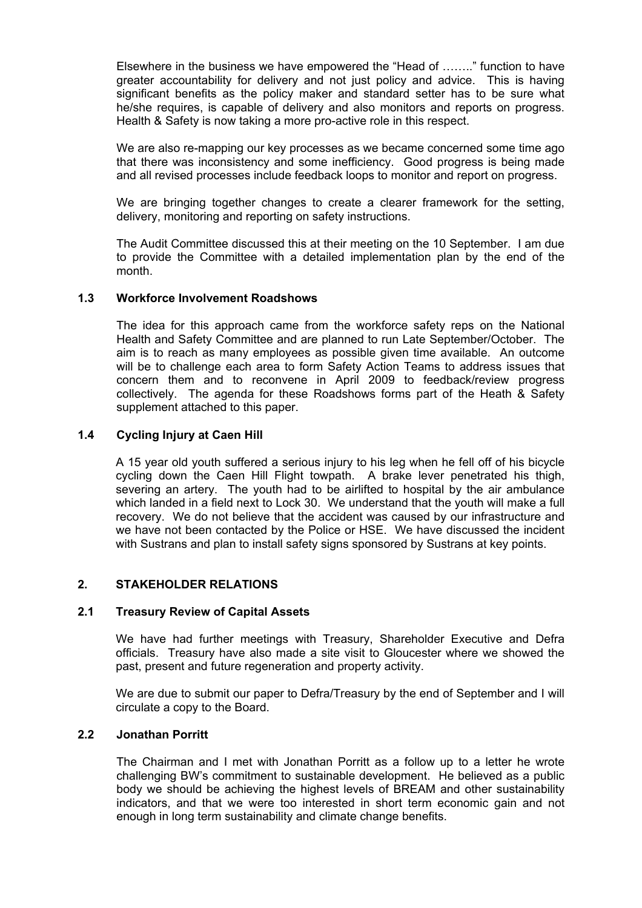Elsewhere in the business we have empowered the "Head of ……." function to have greater accountability for delivery and not just policy and advice. This is having significant benefits as the policy maker and standard setter has to be sure what he/she requires, is capable of delivery and also monitors and reports on progress. Health & Safety is now taking a more pro-active role in this respect.

We are also re-mapping our key processes as we became concerned some time ago that there was inconsistency and some inefficiency. Good progress is being made and all revised processes include feedback loops to monitor and report on progress.

We are bringing together changes to create a clearer framework for the setting, delivery, monitoring and reporting on safety instructions.

The Audit Committee discussed this at their meeting on the 10 September. I am due to provide the Committee with a detailed implementation plan by the end of the month.

### 1.3 Workforce Involvement Roadshows

The idea for this approach came from the workforce safety reps on the National Health and Safety Committee and are planned to run Late September/October. The aim is to reach as many employees as possible given time available. An outcome will be to challenge each area to form Safety Action Teams to address issues that concern them and to reconvene in April 2009 to feedback/review progress collectively. The agenda for these Roadshows forms part of the Heath & Safety supplement attached to this paper.

### 1.4 Cycling Injury at Caen Hill

A 15 year old youth suffered a serious injury to his leg when he fell off of his bicycle cycling down the Caen Hill Flight towpath. A brake lever penetrated his thigh, severing an artery. The youth had to be airlifted to hospital by the air ambulance which landed in a field next to Lock 30. We understand that the youth will make a full recovery. We do not believe that the accident was caused by our infrastructure and we have not been contacted by the Police or HSE. We have discussed the incident with Sustrans and plan to install safety signs sponsored by Sustrans at key points.

## 2. STAKEHOLDER RELATIONS

### 2.1 Treasury Review of Capital Assets

We have had further meetings with Treasury, Shareholder Executive and Defra officials. Treasury have also made a site visit to Gloucester where we showed the past, present and future regeneration and property activity.

We are due to submit our paper to Defra/Treasury by the end of September and I will circulate a copy to the Board.

### 2.2 Jonathan Porritt

The Chairman and I met with Jonathan Porritt as a follow up to a letter he wrote challenging BW's commitment to sustainable development. He believed as a public body we should be achieving the highest levels of BREAM and other sustainability indicators, and that we were too interested in short term economic gain and not enough in long term sustainability and climate change benefits.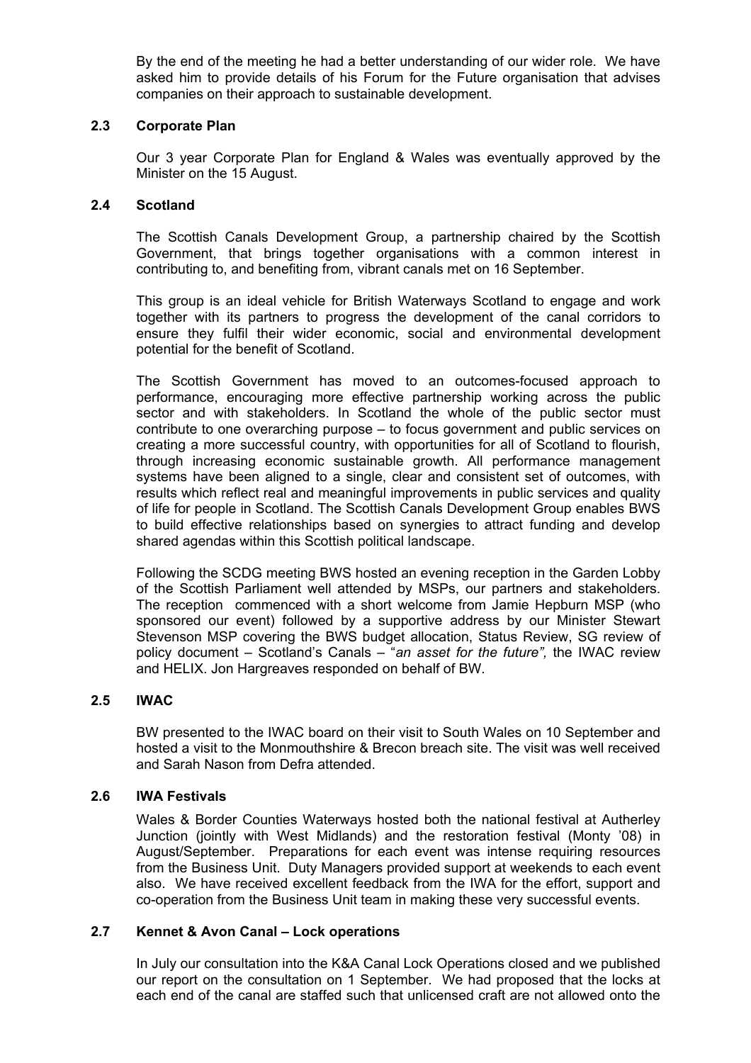By the end of the meeting he had a better understanding of our wider role. We have asked him to provide details of his Forum for the Future organisation that advises companies on their approach to sustainable development.

### 2.3 Corporate Plan

Our 3 year Corporate Plan for England & Wales was eventually approved by the Minister on the 15 August.

### 2.4 Scotland

The Scottish Canals Development Group, a partnership chaired by the Scottish Government, that brings together organisations with a common interest in contributing to, and benefiting from, vibrant canals met on 16 September.

This group is an ideal vehicle for British Waterways Scotland to engage and work together with its partners to progress the development of the canal corridors to ensure they fulfil their wider economic, social and environmental development potential for the benefit of Scotland.

The Scottish Government has moved to an outcomes-focused approach to performance, encouraging more effective partnership working across the public sector and with stakeholders. In Scotland the whole of the public sector must contribute to one overarching purpose – to focus government and public services on creating a more successful country, with opportunities for all of Scotland to flourish, through increasing economic sustainable growth. All performance management systems have been aligned to a single, clear and consistent set of outcomes, with results which reflect real and meaningful improvements in public services and quality of life for people in Scotland. The Scottish Canals Development Group enables BWS to build effective relationships based on synergies to attract funding and develop shared agendas within this Scottish political landscape.

Following the SCDG meeting BWS hosted an evening reception in the Garden Lobby of the Scottish Parliament well attended by MSPs, our partners and stakeholders. The reception commenced with a short welcome from Jamie Hepburn MSP (who sponsored our event) followed by a supportive address by our Minister Stewart Stevenson MSP covering the BWS budget allocation, Status Review, SG review of policy document – Scotland's Canals – "*an asset for the future",* the IWAC review and HELIX. Jon Hargreaves responded on behalf of BW.

### 2.5 IWAC

BW presented to the IWAC board on their visit to South Wales on 10 September and hosted a visit to the Monmouthshire & Brecon breach site. The visit was well received and Sarah Nason from Defra attended.

### 2.6 IWA Festivals

Wales & Border Counties Waterways hosted both the national festival at Autherley Junction (jointly with West Midlands) and the restoration festival (Monty '08) in August/September. Preparations for each event was intense requiring resources from the Business Unit. Duty Managers provided support at weekends to each event also. We have received excellent feedback from the IWA for the effort, support and co-operation from the Business Unit team in making these very successful events.

### 2.7 Kennet & Avon Canal – Lock operations

In July our consultation into the K&A Canal Lock Operations closed and we published our report on the consultation on 1 September. We had proposed that the locks at each end of the canal are staffed such that unlicensed craft are not allowed onto the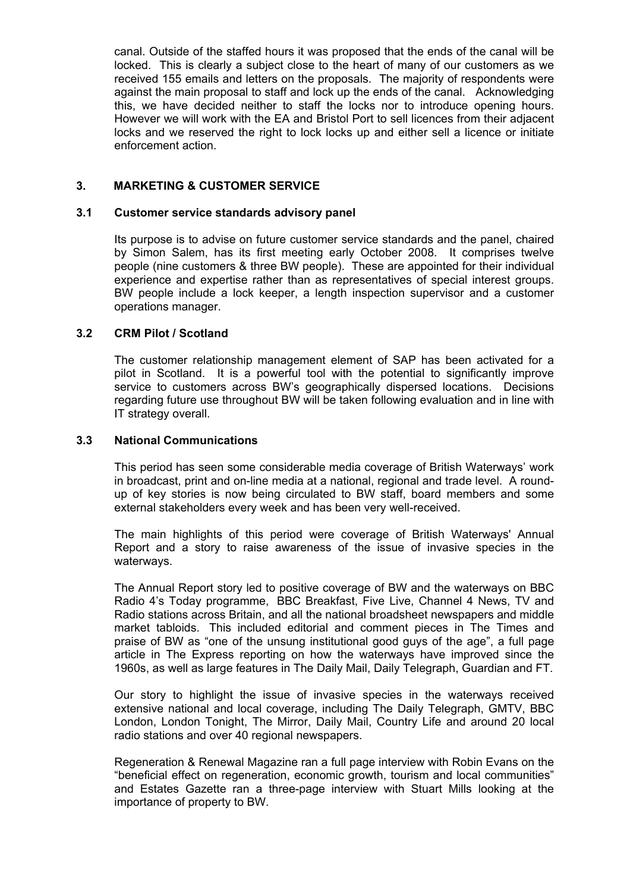canal. Outside of the staffed hours it was proposed that the ends of the canal will be locked. This is clearly a subject close to the heart of many of our customers as we received 155 emails and letters on the proposals. The majority of respondents were against the main proposal to staff and lock up the ends of the canal. Acknowledging this, we have decided neither to staff the locks nor to introduce opening hours. However we will work with the EA and Bristol Port to sell licences from their adjacent locks and we reserved the right to lock locks up and either sell a licence or initiate enforcement action.

## 3. MARKETING & CUSTOMER SERVICE

### 3.1 Customer service standards advisory panel

Its purpose is to advise on future customer service standards and the panel, chaired by Simon Salem, has its first meeting early October 2008. It comprises twelve people (nine customers & three BW people). These are appointed for their individual experience and expertise rather than as representatives of special interest groups. BW people include a lock keeper, a length inspection supervisor and a customer operations manager.

### 3.2 CRM Pilot / Scotland

The customer relationship management element of SAP has been activated for a pilot in Scotland. It is a powerful tool with the potential to significantly improve service to customers across BW's geographically dispersed locations. Decisions regarding future use throughout BW will be taken following evaluation and in line with IT strategy overall.

### 3.3 National Communications

This period has seen some considerable media coverage of British Waterways' work in broadcast, print and on-line media at a national, regional and trade level. A round-up of key stories is now being circulated to BW staff, board members and some external stakeholders every week and has been very well-received.

The main highlights of this period were coverage of British Waterways' Annual Report and a story to raise awareness of the issue of invasive species in the waterways.

The Annual Report story led to positive coverage of BW and the waterways on BBC Radio 4's Today programme, BBC Breakfast, Five Live, Channel 4 News, TV and Radio stations across Britain, and all the national broadsheet newspapers and middle market tabloids. This included editorial and comment pieces in The Times and praise of BW as "one of the unsung institutional good guys of the age", a full page article in The Express reporting on how the waterways have improved since the 1960s, as well as large features in The Daily Mail, Daily Telegraph, Guardian and FT.

Our story to highlight the issue of invasive species in the waterways received extensive national and local coverage, including The Daily Telegraph, GMTV, BBC London, London Tonight, The Mirror, Daily Mail, Country Life and around 20 local radio stations and over 40 regional newspapers.

Regeneration & Renewal Magazine ran a full page interview with Robin Evans on the "beneficial effect on regeneration, economic growth, tourism and local communities" and Estates Gazette ran a three-page interview with Stuart Mills looking at the importance of property to BW.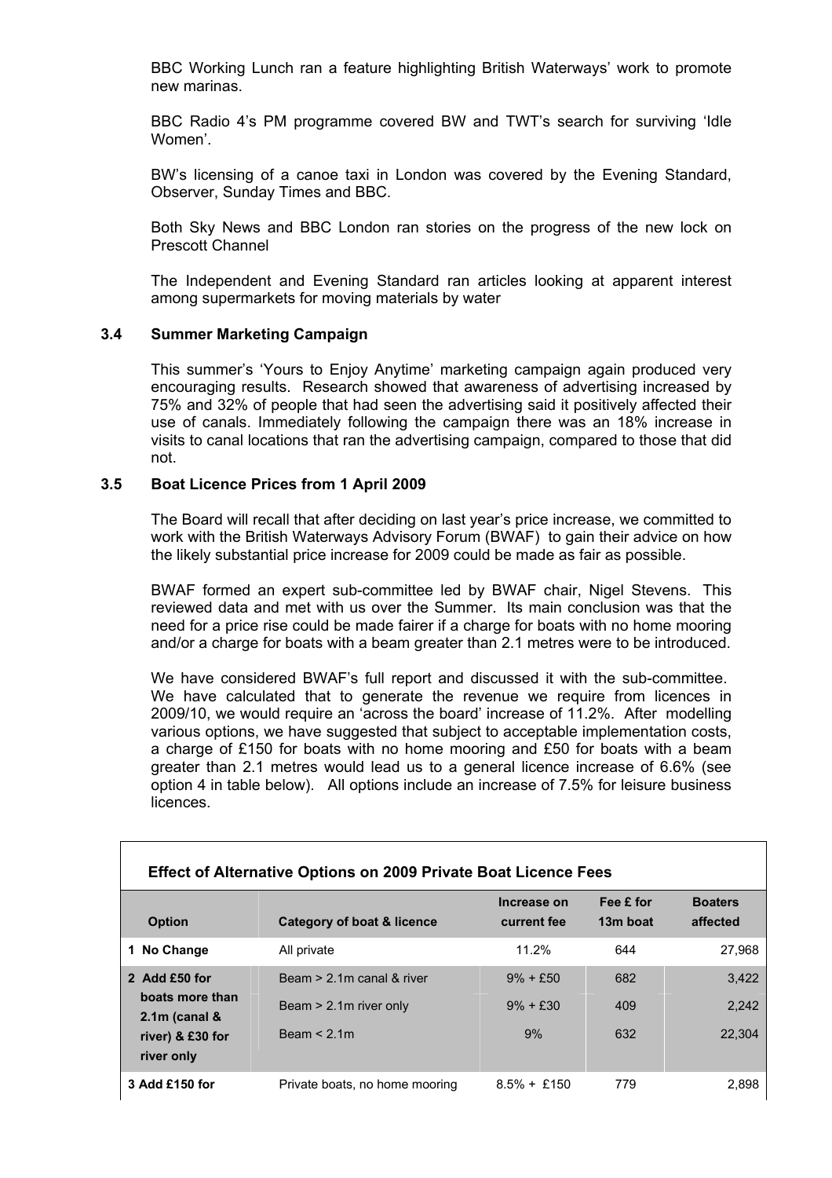BBC Working Lunch ran a feature highlighting British Waterways' work to promote new marinas.

BBC Radio 4's PM programme covered BW and TWT's search for surviving 'Idle Women'.

BW's licensing of a canoe taxi in London was covered by the Evening Standard, Observer, Sunday Times and BBC.

Both Sky News and BBC London ran stories on the progress of the new lock on Prescott Channel

The Independent and Evening Standard ran articles looking at apparent interest among supermarkets for moving materials by water

### 3.4 Summer Marketing Campaign

This summer's 'Yours to Enjoy Anytime' marketing campaign again produced very encouraging results. Research showed that awareness of advertising increased by 75% and 32% of people that had seen the advertising said it positively affected their use of canals. Immediately following the campaign there was an 18% increase in visits to canal locations that ran the advertising campaign, compared to those that did not.

### 3.5 Boat Licence Prices from 1 April 2009

The Board will recall that after deciding on last year's price increase, we committed to work with the British Waterways Advisory Forum (BWAF) to gain their advice on how the likely substantial price increase for 2009 could be made as fair as possible.

BWAF formed an expert sub-committee led by BWAF chair, Nigel Stevens. This reviewed data and met with us over the Summer. Its main conclusion was that the need for a price rise could be made fairer if a charge for boats with no home mooring and/or a charge for boats with a beam greater than 2.1 metres were to be introduced.

We have considered BWAF's full report and discussed it with the sub-committee. We have calculated that to generate the revenue we require from licences in 2009/10, we would require an 'across the board' increase of 11.2%. After modelling various options, we have suggested that subject to acceptable implementation costs, a charge of £150 for boats with no home mooring and £50 for boats with a beam greater than 2.1 metres would lead us to a general licence increase of 6.6% (see option 4 in table below). All options include an increase of 7.5% for leisure business licences.

**Effect of Alternative Options on 2009 Private Boat Licence Fees**

| Option | Category of boat & licence | Increase on current fee | Fee £ for 13m boat | Boaters affected |
|---|---|---|---|---|
| 1 No Change | All private | 11.2% | 644 | 27,968 |
| 2 Add £50 for boats more than 2.1m (canal & river) & £30 for river only | Beam > 2.1m canal & river | 9% + £50 | 682 | 3,422 |
| | Beam > 2.1m river only | 9% + £30 | 409 | 2,242 |
| | Beam < 2.1m | 9% | 632 | 22,304 |
| 3 Add £150 for | Private boats, no home mooring | 8.5% + £150 | 779 | 2,898 |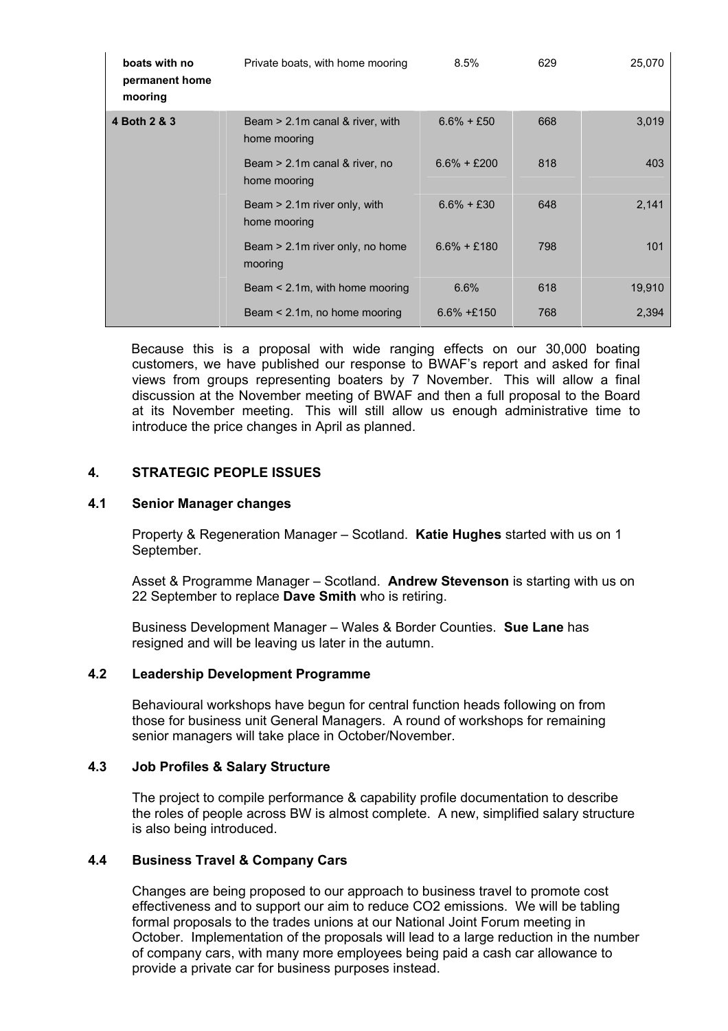| | | | | |
|---|---|---|---|---|
| **boats with no permanent home mooring** | Private boats, with home mooring | 8.5% | 629 | 25,070 |
| **4 Both 2 & 3** | Beam > 2.1m canal & river, with home mooring | 6.6% + £50 | 668 | 3,019 |
| | Beam > 2.1m canal & river, no home mooring | 6.6% + £200 | 818 | 403 |
| | Beam > 2.1m river only, with home mooring | 6.6% + £30 | 648 | 2,141 |
| | Beam > 2.1m river only, no home mooring | 6.6% + £180 | 798 | 101 |
| | Beam < 2.1m, with home mooring | 6.6% | 618 | 19,910 |
| | Beam < 2.1m, no home mooring | 6.6% +£150 | 768 | 2,394 |

Because this is a proposal with wide ranging effects on our 30,000 boating customers, we have published our response to BWAF's report and asked for final views from groups representing boaters by 7 November. This will allow a final discussion at the November meeting of BWAF and then a full proposal to the Board at its November meeting. This will still allow us enough administrative time to introduce the price changes in April as planned.

## 4. STRATEGIC PEOPLE ISSUES

### 4.1 Senior Manager changes

Property & Regeneration Manager – Scotland. **Katie Hughes** started with us on 1 September.

Asset & Programme Manager – Scotland. **Andrew Stevenson** is starting with us on 22 September to replace **Dave Smith** who is retiring.

Business Development Manager – Wales & Border Counties. **Sue Lane** has resigned and will be leaving us later in the autumn.

### 4.2 Leadership Development Programme

Behavioural workshops have begun for central function heads following on from those for business unit General Managers. A round of workshops for remaining senior managers will take place in October/November.

### 4.3 Job Profiles & Salary Structure

The project to compile performance & capability profile documentation to describe the roles of people across BW is almost complete. A new, simplified salary structure is also being introduced.

### 4.4 Business Travel & Company Cars

Changes are being proposed to our approach to business travel to promote cost effectiveness and to support our aim to reduce $CO_2$ emissions. We will be tabling formal proposals to the trades unions at our National Joint Forum meeting in October. Implementation of the proposals will lead to a large reduction in the number of company cars, with many more employees being paid a cash car allowance to provide a private car for business purposes instead.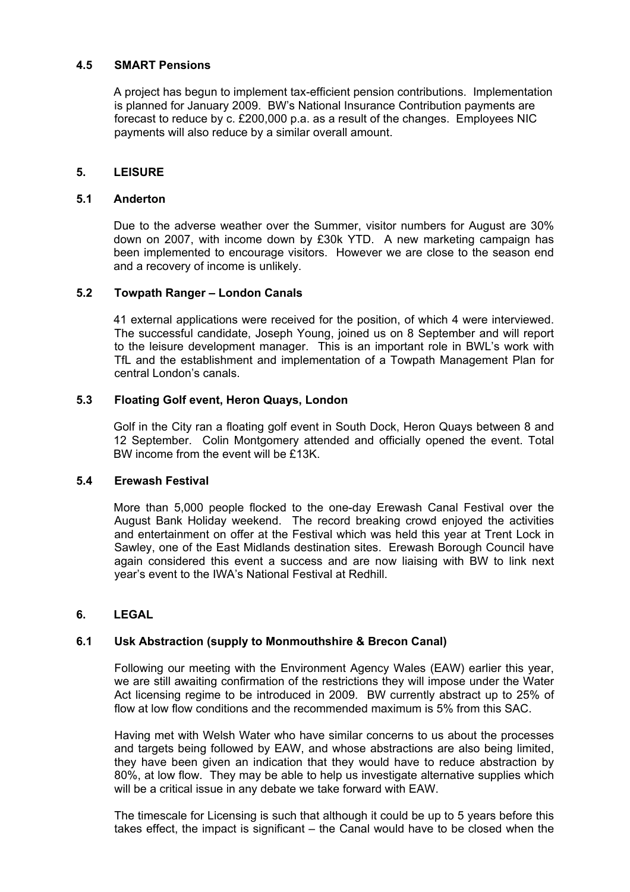### 4.5 SMART Pensions

A project has begun to implement tax-efficient pension contributions. Implementation is planned for January 2009. BW's National Insurance Contribution payments are forecast to reduce by c. £200,000 p.a. as a result of the changes. Employees NIC payments will also reduce by a similar overall amount.

## 5. LEISURE

### 5.1 Anderton

Due to the adverse weather over the Summer, visitor numbers for August are 30% down on 2007, with income down by £30k YTD. A new marketing campaign has been implemented to encourage visitors. However we are close to the season end and a recovery of income is unlikely.

### 5.2 Towpath Ranger – London Canals

41 external applications were received for the position, of which 4 were interviewed. The successful candidate, Joseph Young, joined us on 8 September and will report to the leisure development manager. This is an important role in BWL's work with TfL and the establishment and implementation of a Towpath Management Plan for central London's canals.

### 5.3 Floating Golf event, Heron Quays, London

Golf in the City ran a floating golf event in South Dock, Heron Quays between 8 and 12 September. Colin Montgomery attended and officially opened the event. Total BW income from the event will be £13K.

### 5.4 Erewash Festival

More than 5,000 people flocked to the one-day Erewash Canal Festival over the August Bank Holiday weekend. The record breaking crowd enjoyed the activities and entertainment on offer at the Festival which was held this year at Trent Lock in Sawley, one of the East Midlands destination sites. Erewash Borough Council have again considered this event a success and are now liaising with BW to link next year's event to the IWA's National Festival at Redhill.

## 6. LEGAL

### 6.1 Usk Abstraction (supply to Monmouthshire & Brecon Canal)

Following our meeting with the Environment Agency Wales (EAW) earlier this year, we are still awaiting confirmation of the restrictions they will impose under the Water Act licensing regime to be introduced in 2009. BW currently abstract up to 25% of flow at low flow conditions and the recommended maximum is 5% from this SAC.

Having met with Welsh Water who have similar concerns to us about the processes and targets being followed by EAW, and whose abstractions are also being limited, they have been given an indication that they would have to reduce abstraction by 80%, at low flow. They may be able to help us investigate alternative supplies which will be a critical issue in any debate we take forward with EAW.

The timescale for Licensing is such that although it could be up to 5 years before this takes effect, the impact is significant – the Canal would have to be closed when the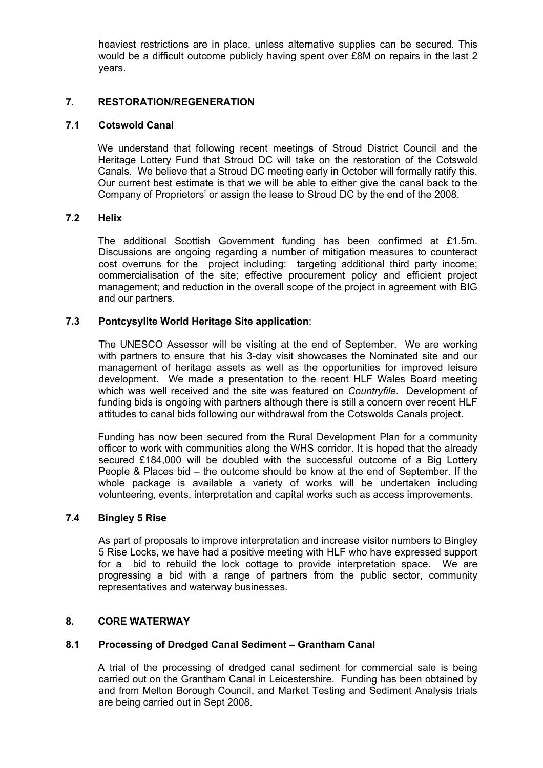heaviest restrictions are in place, unless alternative supplies can be secured. This would be a difficult outcome publicly having spent over £8M on repairs in the last 2 years.

## 7. RESTORATION/REGENERATION

### 7.1 Cotswold Canal

We understand that following recent meetings of Stroud District Council and the Heritage Lottery Fund that Stroud DC will take on the restoration of the Cotswold Canals. We believe that a Stroud DC meeting early in October will formally ratify this. Our current best estimate is that we will be able to either give the canal back to the Company of Proprietors' or assign the lease to Stroud DC by the end of the 2008.

### 7.2 Helix

The additional Scottish Government funding has been confirmed at £1.5m. Discussions are ongoing regarding a number of mitigation measures to counteract cost overruns for the project including: targeting additional third party income; commercialisation of the site; effective procurement policy and efficient project management; and reduction in the overall scope of the project in agreement with BIG and our partners.

### 7.3 Pontcysyllte World Heritage Site application:

The UNESCO Assessor will be visiting at the end of September. We are working with partners to ensure that his 3-day visit showcases the Nominated site and our management of heritage assets as well as the opportunities for improved leisure development. We made a presentation to the recent HLF Wales Board meeting which was well received and the site was featured on *Countryfile*. Development of funding bids is ongoing with partners although there is still a concern over recent HLF attitudes to canal bids following our withdrawal from the Cotswolds Canals project.

Funding has now been secured from the Rural Development Plan for a community officer to work with communities along the WHS corridor. It is hoped that the already secured £184,000 will be doubled with the successful outcome of a Big Lottery People & Places bid – the outcome should be know at the end of September. If the whole package is available a variety of works will be undertaken including volunteering, events, interpretation and capital works such as access improvements.

### 7.4 Bingley 5 Rise

As part of proposals to improve interpretation and increase visitor numbers to Bingley 5 Rise Locks, we have had a positive meeting with HLF who have expressed support for a bid to rebuild the lock cottage to provide interpretation space. We are progressing a bid with a range of partners from the public sector, community representatives and waterway businesses.

## 8. CORE WATERWAY

### 8.1 Processing of Dredged Canal Sediment – Grantham Canal

A trial of the processing of dredged canal sediment for commercial sale is being carried out on the Grantham Canal in Leicestershire. Funding has been obtained by and from Melton Borough Council, and Market Testing and Sediment Analysis trials are being carried out in Sept 2008.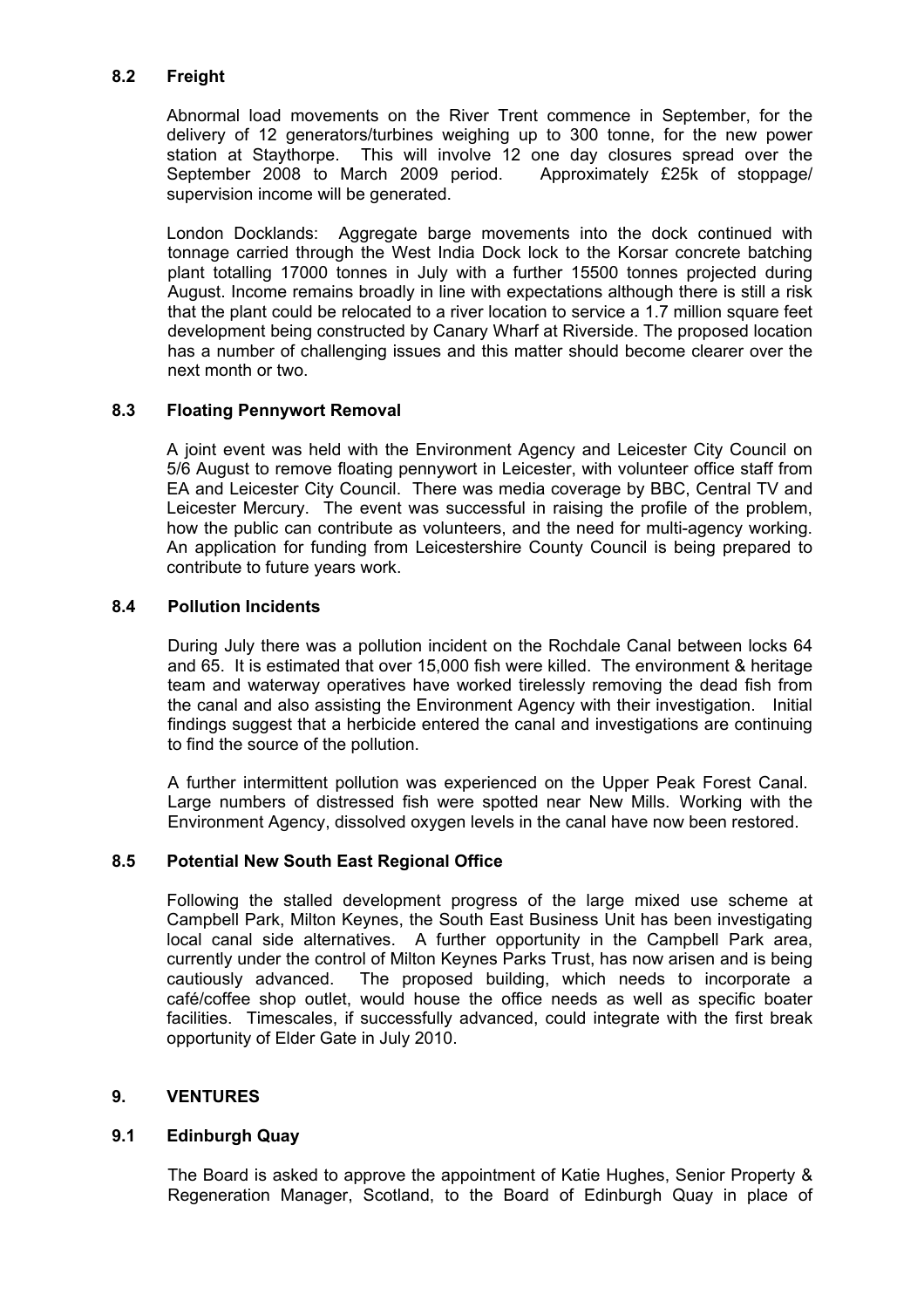### 8.2 Freight

Abnormal load movements on the River Trent commence in September, for the delivery of 12 generators/turbines weighing up to 300 tonne, for the new power station at Staythorpe. This will involve 12 one day closures spread over the September 2008 to March 2009 period. Approximately £25k of stoppage/ supervision income will be generated.

London Docklands: Aggregate barge movements into the dock continued with tonnage carried through the West India Dock lock to the Korsar concrete batching plant totalling 17000 tonnes in July with a further 15500 tonnes projected during August. Income remains broadly in line with expectations although there is still a risk that the plant could be relocated to a river location to service a 1.7 million square feet development being constructed by Canary Wharf at Riverside. The proposed location has a number of challenging issues and this matter should become clearer over the next month or two.

### 8.3 Floating Pennywort Removal

A joint event was held with the Environment Agency and Leicester City Council on 5/6 August to remove floating pennywort in Leicester, with volunteer office staff from EA and Leicester City Council. There was media coverage by BBC, Central TV and Leicester Mercury. The event was successful in raising the profile of the problem, how the public can contribute as volunteers, and the need for multi-agency working. An application for funding from Leicestershire County Council is being prepared to contribute to future years work.

### 8.4 Pollution Incidents

During July there was a pollution incident on the Rochdale Canal between locks 64 and 65. It is estimated that over 15,000 fish were killed. The environment & heritage team and waterway operatives have worked tirelessly removing the dead fish from the canal and also assisting the Environment Agency with their investigation. Initial findings suggest that a herbicide entered the canal and investigations are continuing to find the source of the pollution.

A further intermittent pollution was experienced on the Upper Peak Forest Canal. Large numbers of distressed fish were spotted near New Mills. Working with the Environment Agency, dissolved oxygen levels in the canal have now been restored.

### 8.5 Potential New South East Regional Office

Following the stalled development progress of the large mixed use scheme at Campbell Park, Milton Keynes, the South East Business Unit has been investigating local canal side alternatives. A further opportunity in the Campbell Park area, currently under the control of Milton Keynes Parks Trust, has now arisen and is being cautiously advanced. The proposed building, which needs to incorporate a café/coffee shop outlet, would house the office needs as well as specific boater facilities. Timescales, if successfully advanced, could integrate with the first break opportunity of Elder Gate in July 2010.

## 9. VENTURES

### 9.1 Edinburgh Quay

The Board is asked to approve the appointment of Katie Hughes, Senior Property & Regeneration Manager, Scotland, to the Board of Edinburgh Quay in place of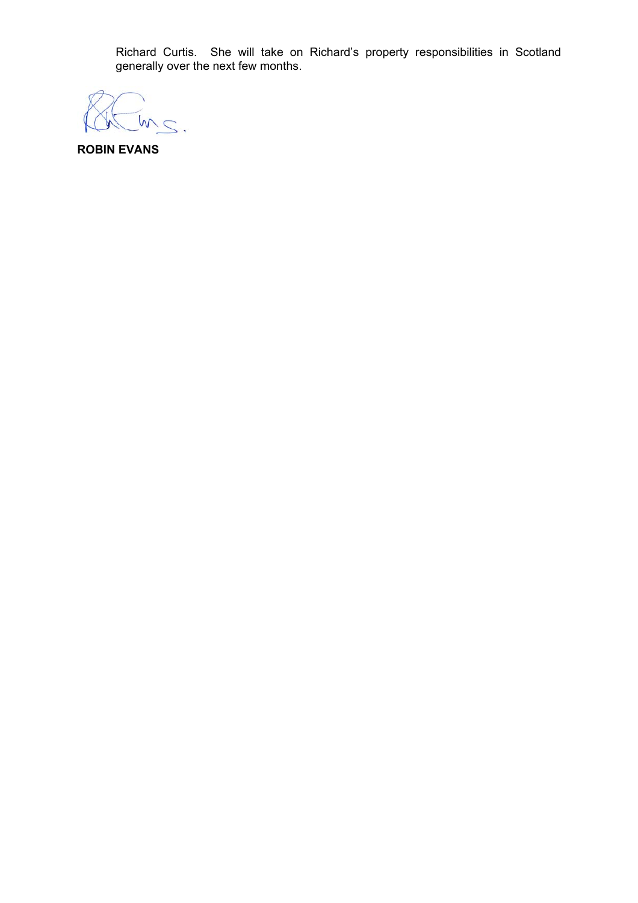Richard Curtis. She will take on Richard's property responsibilities in Scotland generally over the next few months.

**ROBIN EVANS**